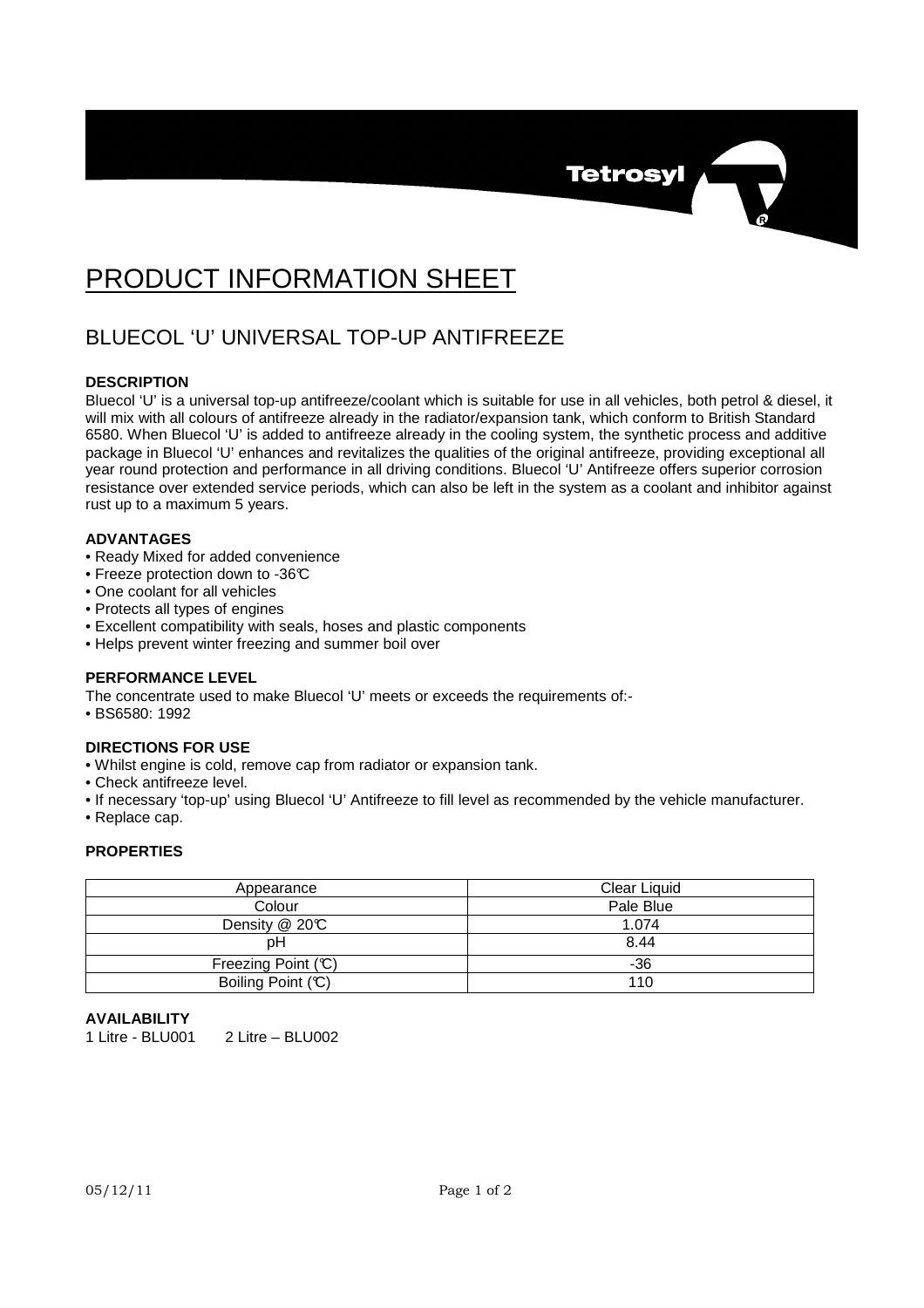# PRODUCT INFORMATION SHEET

## BLUECOL 'U' UNIVERSAL TOP-UP ANTIFREEZE

### DESCRIPTION

Bluecol 'U' is a universal top-up antifreeze/coolant which is suitable for use in all vehicles, both petrol & diesel, it will mix with all colours of antifreeze already in the radiator/expansion tank, which conform to British Standard 6580. When Bluecol 'U' is added to antifreeze already in the cooling system, the synthetic process and additive package in Bluecol 'U' enhances and revitalizes the qualities of the original antifreeze, providing exceptional all year round protection and performance in all driving conditions. Bluecol 'U' Antifreeze offers superior corrosion resistance over extended service periods, which can also be left in the system as a coolant and inhibitor against rust up to a maximum 5 years.

### ADVANTAGES

- Ready Mixed for added convenience
- Freeze protection down to -36℃
- One coolant for all vehicles
- Protects all types of engines
- Excellent compatibility with seals, hoses and plastic components
- Helps prevent winter freezing and summer boil over

### PERFORMANCE LEVEL

The concentrate used to make Bluecol 'U' meets or exceeds the requirements of:-

- BS6580: 1992

### DIRECTIONS FOR USE

- Whilst engine is cold, remove cap from radiator or expansion tank.
- Check antifreeze level.
- If necessary 'top-up' using Bluecol 'U' Antifreeze to fill level as recommended by the vehicle manufacturer.
- Replace cap.

### PROPERTIES

| Appearance | Clear Liquid |
|---|---|
| Colour | Pale Blue |
| Density @ 20℃ | 1.074 |
| pH | 8.44 |
| Freezing Point (℃) | -36 |
| Boiling Point (℃) | 110 |

### AVAILABILITY

1 Litre - BLU001    2 Litre – BLU002

05/12/11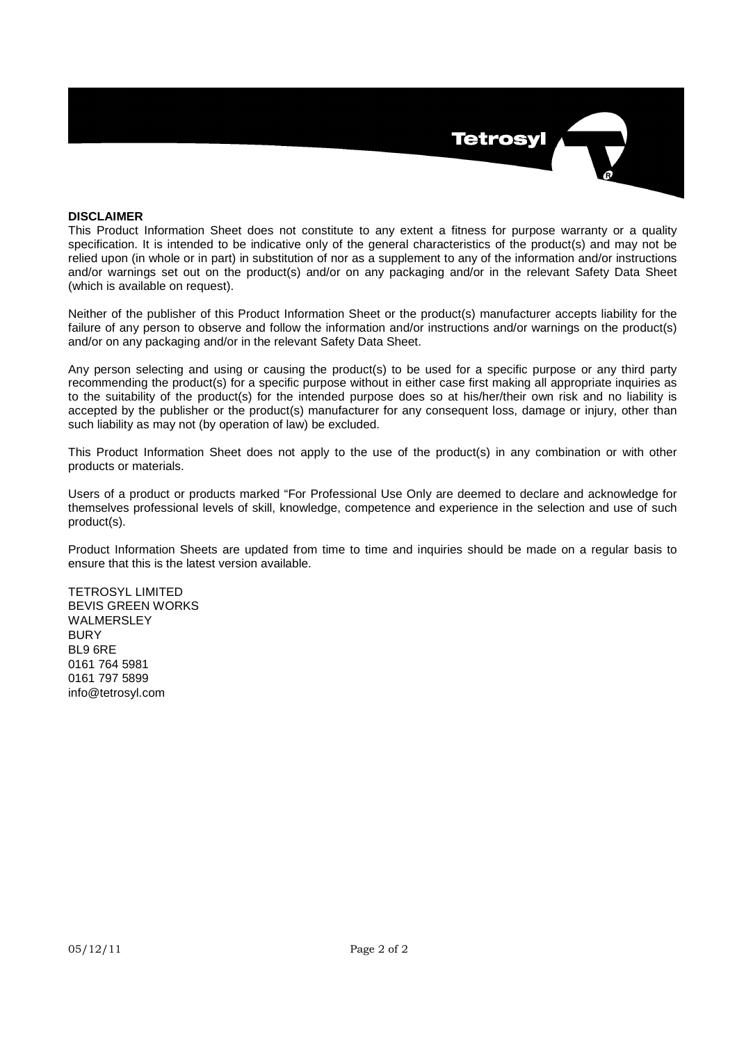**DISCLAIMER**

This Product Information Sheet does not constitute to any extent a fitness for purpose warranty or a quality specification. It is intended to be indicative only of the general characteristics of the product(s) and may not be relied upon (in whole or in part) in substitution of nor as a supplement to any of the information and/or instructions and/or warnings set out on the product(s) and/or on any packaging and/or in the relevant Safety Data Sheet (which is available on request).

Neither of the publisher of this Product Information Sheet or the product(s) manufacturer accepts liability for the failure of any person to observe and follow the information and/or instructions and/or warnings on the product(s) and/or on any packaging and/or in the relevant Safety Data Sheet.

Any person selecting and using or causing the product(s) to be used for a specific purpose or any third party recommending the product(s) for a specific purpose without in either case first making all appropriate inquiries as to the suitability of the product(s) for the intended purpose does so at his/her/their own risk and no liability is accepted by the publisher or the product(s) manufacturer for any consequent loss, damage or injury, other than such liability as may not (by operation of law) be excluded.

This Product Information Sheet does not apply to the use of the product(s) in any combination or with other products or materials.

Users of a product or products marked "For Professional Use Only are deemed to declare and acknowledge for themselves professional levels of skill, knowledge, competence and experience in the selection and use of such product(s).

Product Information Sheets are updated from time to time and inquiries should be made on a regular basis to ensure that this is the latest version available.

TETROSYL LIMITED
BEVIS GREEN WORKS
WALMERSLEY
BURY
BL9 6RE
0161 764 5981
0161 797 5899
info@tetrosyl.com

05/12/11